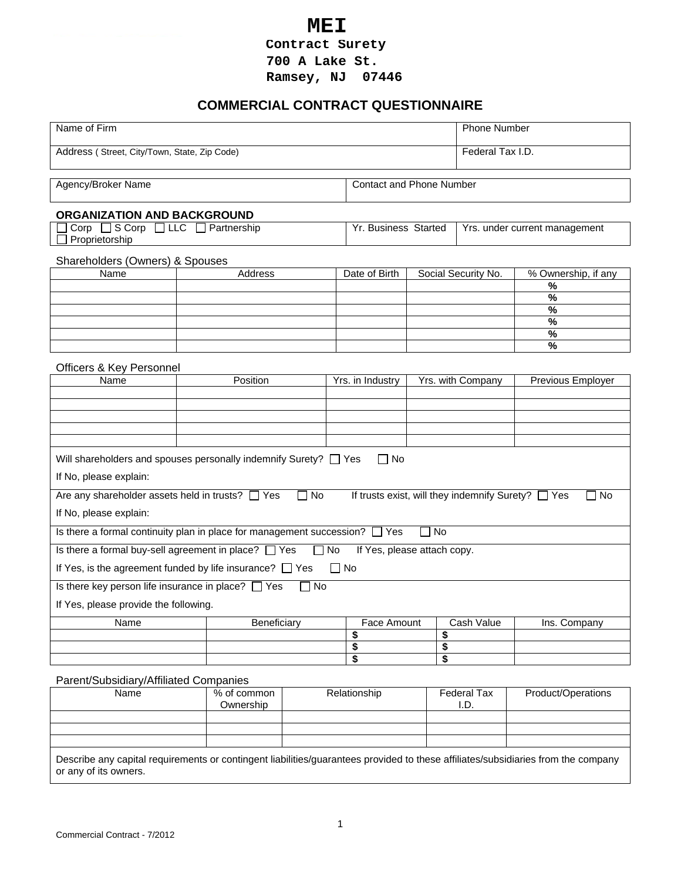# MEI

**Contract Surety**
**700 A Lake St.**
**Ramsey, NJ 07446**

## COMMERCIAL CONTRACT QUESTIONNAIRE

| Name of Firm | Phone Number |
|---|---|
| Address ( Street, City/Town, State, Zip Code) | Federal Tax I.D. |

| Agency/Broker Name | Contact and Phone Number |
|---|---|

### ORGANIZATION AND BACKGROUND

| ☐ Corp ☐ S Corp ☐ LLC ☐ Partnership ☐ Proprietorship | Yr. Business Started | Yrs. under current management |
|---|---|---|

Shareholders (Owners) & Spouses

| Name | Address | Date of Birth | Social Security No. | % Ownership, if any |
|---|---|---|---|---|
| | | | | % |
| | | | | % |
| | | | | % |
| | | | | % |
| | | | | % |
| | | | | % |

Officers & Key Personnel

| Name | Position | Yrs. in Industry | Yrs. with Company | Previous Employer |
|---|---|---|---|---|
| | | | | |
| | | | | |
| | | | | |
| | | | | |
| | | | | |

Will shareholders and spouses personally indemnify Surety? ☐ Yes ☐ No

If No, please explain:

Are any shareholder assets held in trusts? ☐ Yes ☐ No    If trusts exist, will they indemnify Surety? ☐ Yes ☐ No

If No, please explain:

Is there a formal continuity plan in place for management succession? ☐ Yes ☐ No

Is there a formal buy-sell agreement in place? ☐ Yes ☐ No    If Yes, please attach copy.

If Yes, is the agreement funded by life insurance? ☐ Yes ☐ No

Is there key person life insurance in place? ☐ Yes ☐ No

If Yes, please provide the following.

| Name | Beneficiary | Face Amount | Cash Value | Ins. Company |
|---|---|---|---|---|
| | | $ | $ | |
| | | $ | $ | |
| | | $ | $ | |

Parent/Subsidiary/Affiliated Companies

| Name | % of common Ownership | Relationship | Federal Tax I.D. | Product/Operations |
|---|---|---|---|---|
| | | | | |
| | | | | |
| | | | | |

Describe any capital requirements or contingent liabilities/guarantees provided to these affiliates/subsidiaries from the company or any of its owners.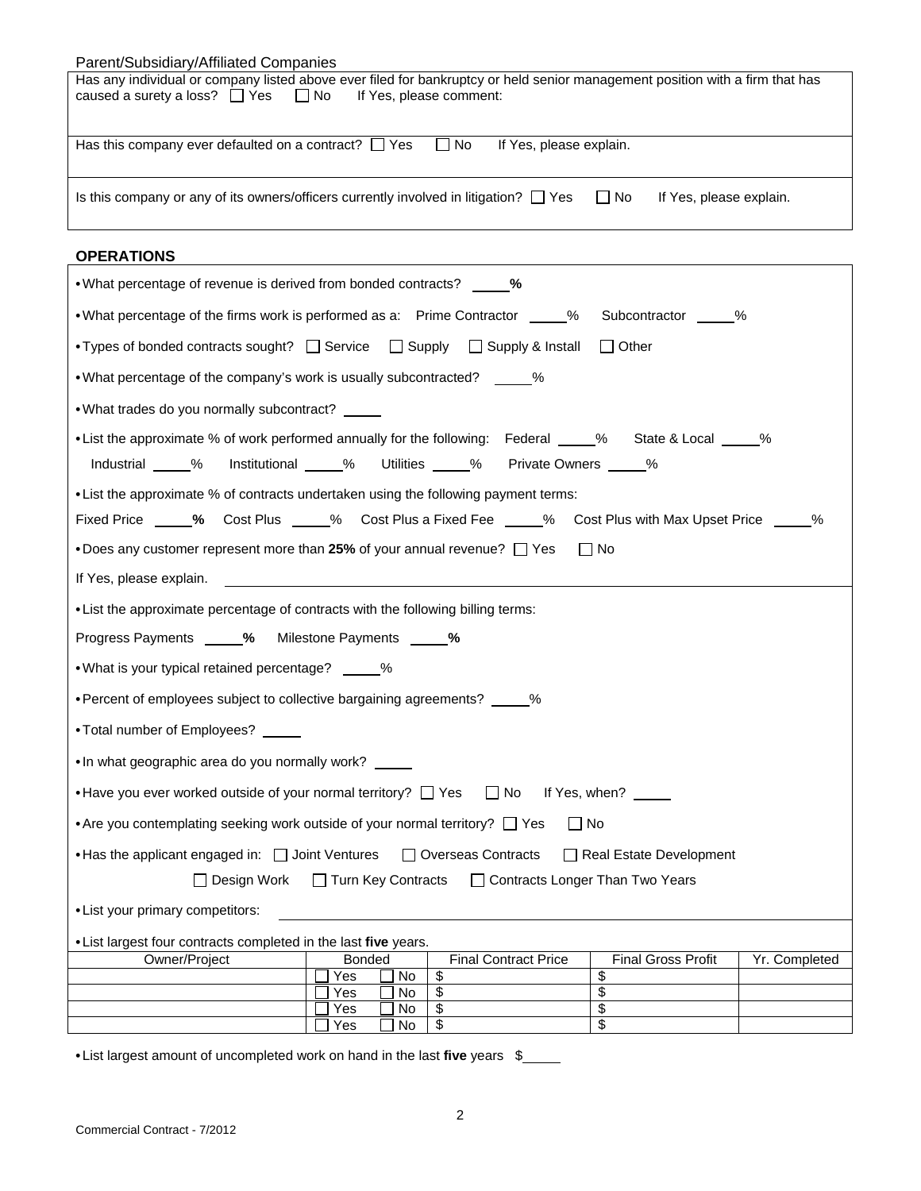Parent/Subsidiary/Affiliated Companies

Has any individual or company listed above ever filed for bankruptcy or held senior management position with a firm that has caused a surety a loss? ☐ Yes ☐ No If Yes, please comment:

Has this company ever defaulted on a contract? ☐ Yes ☐ No If Yes, please explain.

Is this company or any of its owners/officers currently involved in litigation? ☐ Yes ☐ No If Yes, please explain.

## OPERATIONS

- What percentage of revenue is derived from bonded contracts? _____%
- What percentage of the firms work is performed as a: Prime Contractor _____% Subcontractor _____%
- Types of bonded contracts sought? ☐ Service ☐ Supply ☐ Supply & Install ☐ Other
- What percentage of the company's work is usually subcontracted? _____%
- What trades do you normally subcontract? _____
- List the approximate % of work performed annually for the following: Federal _____% State & Local _____% Industrial _____% Institutional _____% Utilities _____% Private Owners _____%
- List the approximate % of contracts undertaken using the following payment terms: Fixed Price _____% Cost Plus _____% Cost Plus a Fixed Fee _____% Cost Plus with Max Upset Price _____%
- Does any customer represent more than **25%** of your annual revenue? ☐ Yes ☐ No

If Yes, please explain. _____

- List the approximate percentage of contracts with the following billing terms:

Progress Payments _____% Milestone Payments _____%

- What is your typical retained percentage? _____%
- Percent of employees subject to collective bargaining agreements? _____%
- Total number of Employees? _____
- In what geographic area do you normally work? _____
- Have you ever worked outside of your normal territory? ☐ Yes ☐ No If Yes, when? _____
- Are you contemplating seeking work outside of your normal territory? ☐ Yes ☐ No
- Has the applicant engaged in: ☐ Joint Ventures ☐ Overseas Contracts ☐ Real Estate Development ☐ Design Work ☐ Turn Key Contracts ☐ Contracts Longer Than Two Years
- List your primary competitors: _____
- List largest four contracts completed in the last **five** years.

| Owner/Project | Bonded | Final Contract Price | Final Gross Profit | Yr. Completed |
|---|---|---|---|---|
| | ☐ Yes ☐ No | $ | $ | |
| | ☐ Yes ☐ No | $ | $ | |
| | ☐ Yes ☐ No | $ | $ | |
| | ☐ Yes ☐ No | $ | $ | |

- List largest amount of uncompleted work on hand in the last **five** years $_____

Commercial Contract - 7/2012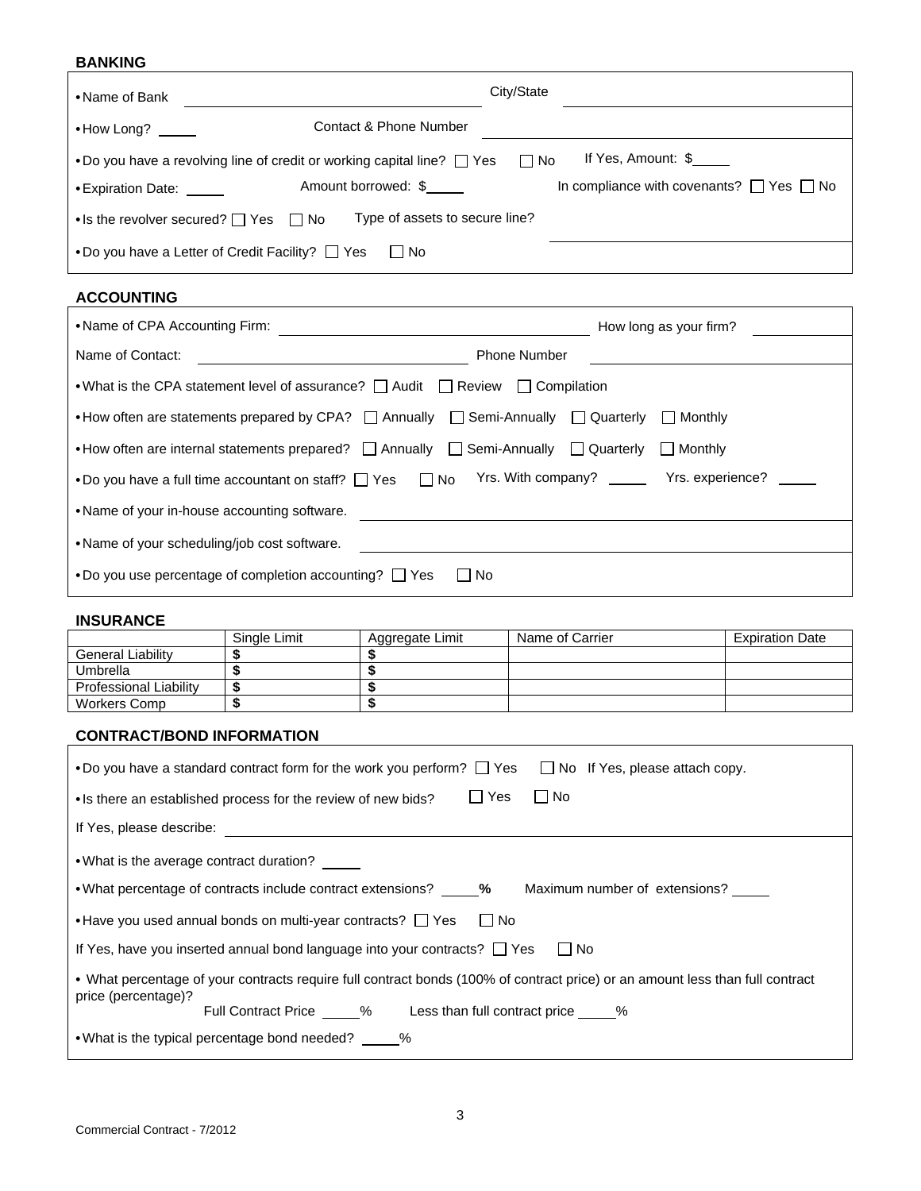## BANKING

- Name of Bank ____________________ City/State ____________________
- How Long? _____ Contact & Phone Number ____________________
- Do you have a revolving line of credit or working capital line? ☐ Yes ☐ No If Yes, Amount: $_____
- Expiration Date: _____ Amount borrowed: $_____ In compliance with covenants? ☐ Yes ☐ No
- Is the revolver secured? ☐ Yes ☐ No Type of assets to secure line? ____________________
- Do you have a Letter of Credit Facility? ☐ Yes ☐ No

## ACCOUNTING

- Name of CPA Accounting Firm: ____________________ How long as your firm? __________

Name of Contact: ____________________ Phone Number ____________________

- What is the CPA statement level of assurance? ☐ Audit ☐ Review ☐ Compilation
- How often are statements prepared by CPA? ☐ Annually ☐ Semi-Annually ☐ Quarterly ☐ Monthly
- How often are internal statements prepared? ☐ Annually ☐ Semi-Annually ☐ Quarterly ☐ Monthly
- Do you have a full time accountant on staff? ☐ Yes ☐ No Yrs. With company? _____ Yrs. experience? _____
- Name of your in-house accounting software. ____________________
- Name of your scheduling/job cost software. ____________________
- Do you use percentage of completion accounting? ☐ Yes ☐ No

## INSURANCE

| | Single Limit | Aggregate Limit | Name of Carrier | Expiration Date |
|---|---|---|---|---|
| General Liability | $ | $ | | |
| Umbrella | $ | $ | | |
| Professional Liability | $ | $ | | |
| Workers Comp | $ | $ | | |

## CONTRACT/BOND INFORMATION

- Do you have a standard contract form for the work you perform? ☐ Yes ☐ No If Yes, please attach copy.
- Is there an established process for the review of new bids? ☐ Yes ☐ No

If Yes, please describe: ____________________

- What is the average contract duration? _____
- What percentage of contracts include contract extensions? _____% Maximum number of extensions? _____
- Have you used annual bonds on multi-year contracts? ☐ Yes ☐ No

If Yes, have you inserted annual bond language into your contracts? ☐ Yes ☐ No

- What percentage of your contracts require full contract bonds (100% of contract price) or an amount less than full contract price (percentage)?

Full Contract Price _____% Less than full contract price _____%

- What is the typical percentage bond needed? _____%

Commercial Contract - 7/2012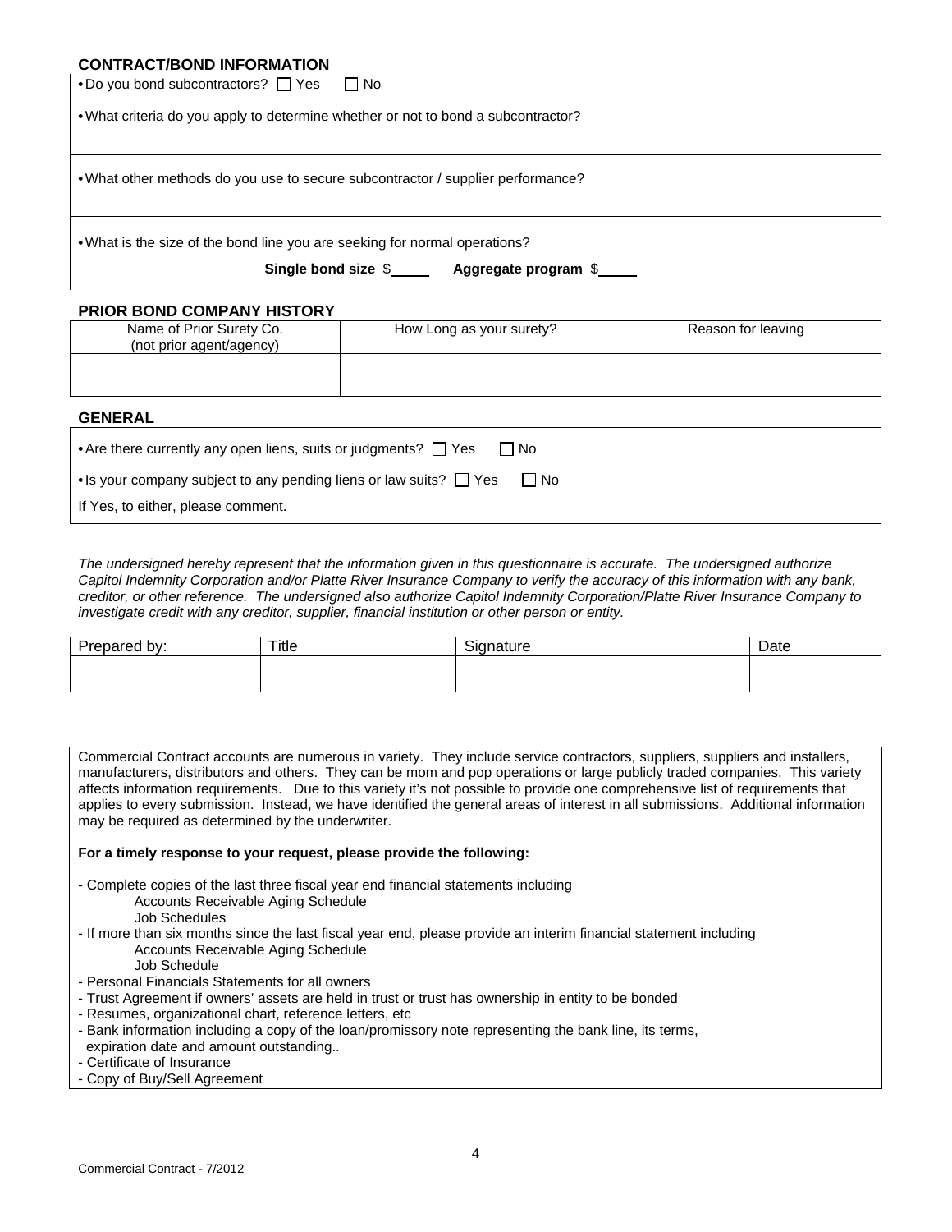## CONTRACT/BOUND INFORMATION

- Do you bond subcontractors? ☐ Yes ☐ No
- What criteria do you apply to determine whether or not to bond a subcontractor?
- What other methods do you use to secure subcontractor / supplier performance?
- What is the size of the bond line you are seeking for normal operations?

**Single bond size** $\_\_\_\_\_ **Aggregate program** $\_\_\_\_\_

## PRIOR BOND COMPANY HISTORY

| Name of Prior Surety Co. (not prior agent/agency) | How Long as your surety? | Reason for leaving |
|---|---|---|
| | | |
| | | |

## GENERAL

- Are there currently any open liens, suits or judgments? ☐ Yes ☐ No
- Is your company subject to any pending liens or law suits? ☐ Yes ☐ No

If Yes, to either, please comment.

*The undersigned hereby represent that the information given in this questionnaire is accurate. The undersigned authorize Capitol Indemnity Corporation and/or Platte River Insurance Company to verify the accuracy of this information with any bank, creditor, or other reference. The undersigned also authorize Capitol Indemnity Corporation/Platte River Insurance Company to investigate credit with any creditor, supplier, financial institution or other person or entity.*

| Prepared by: | Title | Signature | Date |
|---|---|---|---|
| | | | |

Commercial Contract accounts are numerous in variety. They include service contractors, suppliers, suppliers and installers, manufacturers, distributors and others. They can be mom and pop operations or large publicly traded companies. This variety affects information requirements. Due to this variety it's not possible to provide one comprehensive list of requirements that applies to every submission. Instead, we have identified the general areas of interest in all submissions. Additional information may be required as determined by the underwriter.

**For a timely response to your request, please provide the following:**

- Complete copies of the last three fiscal year end financial statements including
  - Accounts Receivable Aging Schedule
  - Job Schedules
- If more than six months since the last fiscal year end, please provide an interim financial statement including
  - Accounts Receivable Aging Schedule
  - Job Schedule
- Personal Financials Statements for all owners
- Trust Agreement if owners' assets are held in trust or trust has ownership in entity to be bonded
- Resumes, organizational chart, reference letters, etc
- Bank information including a copy of the loan/promissory note representing the bank line, its terms, expiration date and amount outstanding..
- Certificate of Insurance
- Copy of Buy/Sell Agreement

Commercial Contract - 7/2012